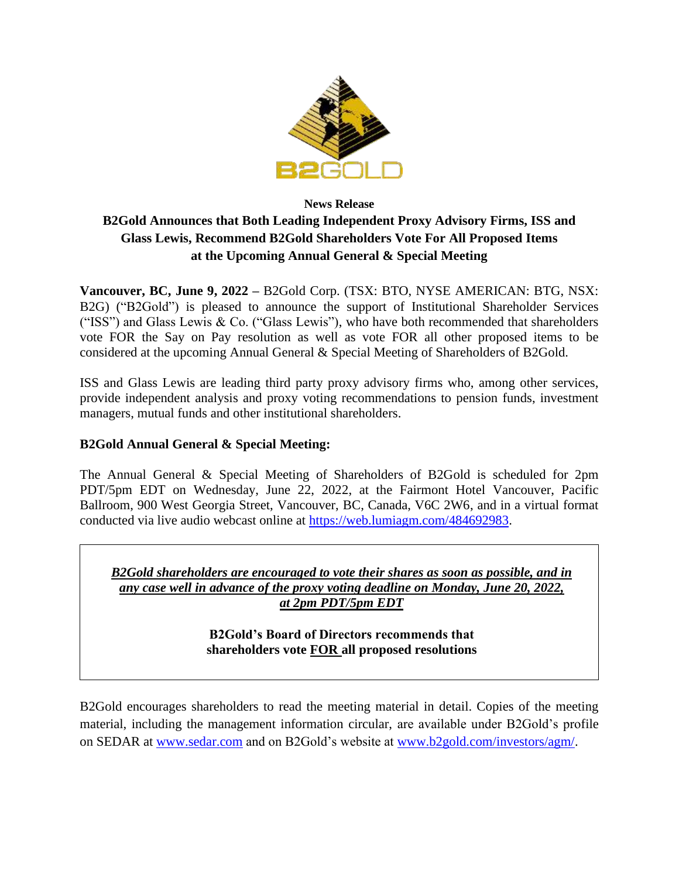**News Release**

# B2Gold Announces that Both Leading Independent Proxy Advisory Firms, ISS and Glass Lewis, Recommend B2Gold Shareholders Vote For All Proposed Items at the Upcoming Annual General & Special Meeting

**Vancouver, BC, June 9, 2022 –** B2Gold Corp. (TSX: BTO, NYSE AMERICAN: BTG, NSX: B2G) ("B2Gold") is pleased to announce the support of Institutional Shareholder Services ("ISS") and Glass Lewis & Co. ("Glass Lewis"), who have both recommended that shareholders vote FOR the Say on Pay resolution as well as vote FOR all other proposed items to be considered at the upcoming Annual General & Special Meeting of Shareholders of B2Gold.

ISS and Glass Lewis are leading third party proxy advisory firms who, among other services, provide independent analysis and proxy voting recommendations to pension funds, investment managers, mutual funds and other institutional shareholders.

## B2Gold Annual General & Special Meeting:

The Annual General & Special Meeting of Shareholders of B2Gold is scheduled for 2pm PDT/5pm EDT on Wednesday, June 22, 2022, at the Fairmont Hotel Vancouver, Pacific Ballroom, 900 West Georgia Street, Vancouver, BC, Canada, V6C 2W6, and in a virtual format conducted via live audio webcast online at [https://web.lumiagm.com/484692983](https://web.lumiagm.com/484692983).

***B2Gold shareholders are encouraged to vote their shares as soon as possible, and in any case well in advance of the proxy voting deadline on Monday, June 20, 2022, at 2pm PDT/5pm EDT***

**B2Gold's Board of Directors recommends that shareholders vote FOR all proposed resolutions**

B2Gold encourages shareholders to read the meeting material in detail. Copies of the meeting material, including the management information circular, are available under B2Gold's profile on SEDAR at [www.sedar.com](http://www.sedar.com) and on B2Gold's website at [www.b2gold.com/investors/agm/](http://www.b2gold.com/investors/agm/).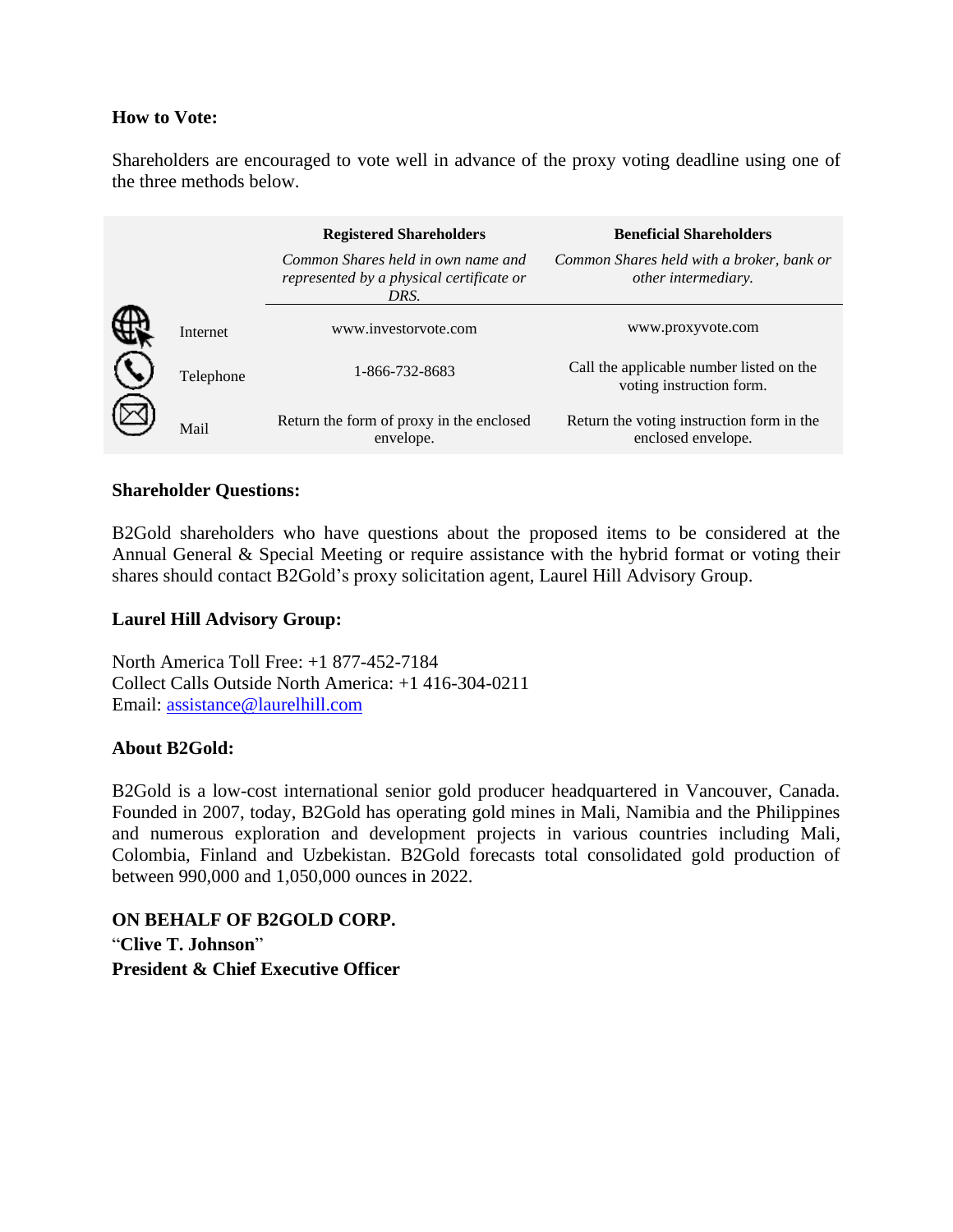**How to Vote:**

Shareholders are encouraged to vote well in advance of the proxy voting deadline using one of the three methods below.

| | Registered Shareholders<br>*Common Shares held in own name and represented by a physical certificate or DRS.* | Beneficial Shareholders<br>*Common Shares held with a broker, bank or other intermediary.* |
|---|---|---|
| Internet | www.investorvote.com | www.proxyvote.com |
| Telephone | 1-866-732-8683 | Call the applicable number listed on the voting instruction form. |
| Mail | Return the form of proxy in the enclosed envelope. | Return the voting instruction form in the enclosed envelope. |

**Shareholder Questions:**

B2Gold shareholders who have questions about the proposed items to be considered at the Annual General & Special Meeting or require assistance with the hybrid format or voting their shares should contact B2Gold's proxy solicitation agent, Laurel Hill Advisory Group.

**Laurel Hill Advisory Group:**

North America Toll Free: +1 877-452-7184
Collect Calls Outside North America: +1 416-304-0211
Email: assistance@laurelhill.com

**About B2Gold:**

B2Gold is a low-cost international senior gold producer headquartered in Vancouver, Canada. Founded in 2007, today, B2Gold has operating gold mines in Mali, Namibia and the Philippines and numerous exploration and development projects in various countries including Mali, Colombia, Finland and Uzbekistan. B2Gold forecasts total consolidated gold production of between 990,000 and 1,050,000 ounces in 2022.

**ON BEHALF OF B2GOLD CORP.**
"**Clive T. Johnson**"
**President & Chief Executive Officer**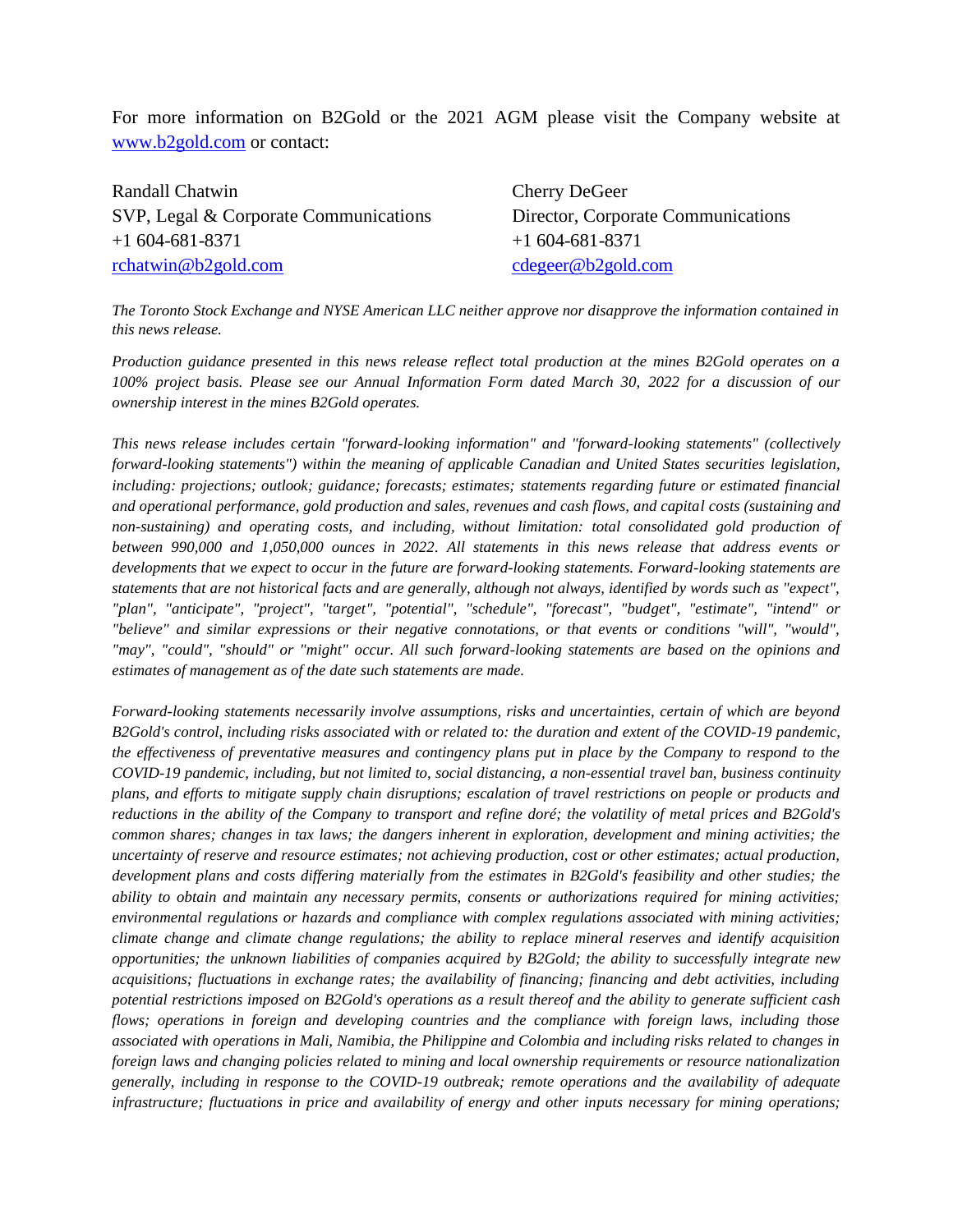For more information on B2Gold or the 2021 AGM please visit the Company website at [www.b2gold.com](http://www.b2gold.com) or contact:

Randall Chatwin
SVP, Legal & Corporate Communications
+1 604-681-8371
[rchatwin@b2gold.com](mailto:rchatwin@b2gold.com)

Cherry DeGeer
Director, Corporate Communications
+1 604-681-8371
[cdegeer@b2gold.com](mailto:cdegeer@b2gold.com)

*The Toronto Stock Exchange and NYSE American LLC neither approve nor disapprove the information contained in this news release.*

*Production guidance presented in this news release reflect total production at the mines B2Gold operates on a 100% project basis. Please see our Annual Information Form dated March 30, 2022 for a discussion of our ownership interest in the mines B2Gold operates.*

*This news release includes certain "forward-looking information" and "forward-looking statements" (collectively forward-looking statements") within the meaning of applicable Canadian and United States securities legislation, including: projections; outlook; guidance; forecasts; estimates; statements regarding future or estimated financial and operational performance, gold production and sales, revenues and cash flows, and capital costs (sustaining and non-sustaining) and operating costs, and including, without limitation: total consolidated gold production of between 990,000 and 1,050,000 ounces in 2022. All statements in this news release that address events or developments that we expect to occur in the future are forward-looking statements. Forward-looking statements are statements that are not historical facts and are generally, although not always, identified by words such as "expect", "plan", "anticipate", "project", "target", "potential", "schedule", "forecast", "budget", "estimate", "intend" or "believe" and similar expressions or their negative connotations, or that events or conditions "will", "would", "may", "could", "should" or "might" occur. All such forward-looking statements are based on the opinions and estimates of management as of the date such statements are made.*

*Forward-looking statements necessarily involve assumptions, risks and uncertainties, certain of which are beyond B2Gold's control, including risks associated with or related to: the duration and extent of the COVID-19 pandemic, the effectiveness of preventative measures and contingency plans put in place by the Company to respond to the COVID-19 pandemic, including, but not limited to, social distancing, a non-essential travel ban, business continuity plans, and efforts to mitigate supply chain disruptions; escalation of travel restrictions on people or products and reductions in the ability of the Company to transport and refine doré; the volatility of metal prices and B2Gold's common shares; changes in tax laws; the dangers inherent in exploration, development and mining activities; the uncertainty of reserve and resource estimates; not achieving production, cost or other estimates; actual production, development plans and costs differing materially from the estimates in B2Gold's feasibility and other studies; the ability to obtain and maintain any necessary permits, consents or authorizations required for mining activities; environmental regulations or hazards and compliance with complex regulations associated with mining activities; climate change and climate change regulations; the ability to replace mineral reserves and identify acquisition opportunities; the unknown liabilities of companies acquired by B2Gold; the ability to successfully integrate new acquisitions; fluctuations in exchange rates; the availability of financing; financing and debt activities, including potential restrictions imposed on B2Gold's operations as a result thereof and the ability to generate sufficient cash flows; operations in foreign and developing countries and the compliance with foreign laws, including those associated with operations in Mali, Namibia, the Philippine and Colombia and including risks related to changes in foreign laws and changing policies related to mining and local ownership requirements or resource nationalization generally, including in response to the COVID-19 outbreak; remote operations and the availability of adequate infrastructure; fluctuations in price and availability of energy and other inputs necessary for mining operations;*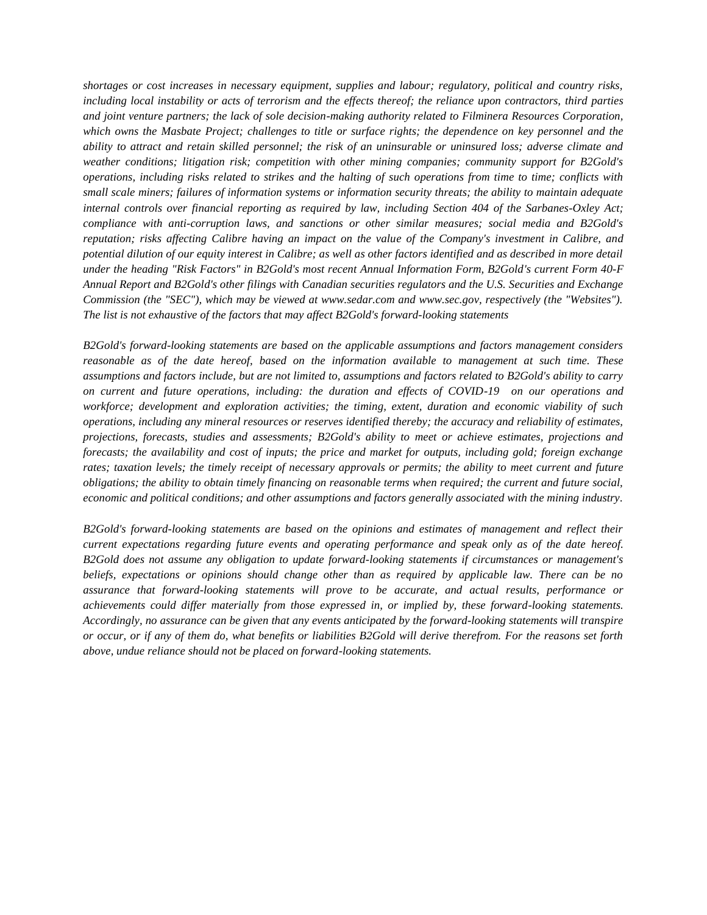*shortages or cost increases in necessary equipment, supplies and labour; regulatory, political and country risks, including local instability or acts of terrorism and the effects thereof; the reliance upon contractors, third parties and joint venture partners; the lack of sole decision-making authority related to Filminera Resources Corporation, which owns the Masbate Project; challenges to title or surface rights; the dependence on key personnel and the ability to attract and retain skilled personnel; the risk of an uninsurable or uninsured loss; adverse climate and weather conditions; litigation risk; competition with other mining companies; community support for B2Gold's operations, including risks related to strikes and the halting of such operations from time to time; conflicts with small scale miners; failures of information systems or information security threats; the ability to maintain adequate internal controls over financial reporting as required by law, including Section 404 of the Sarbanes-Oxley Act; compliance with anti-corruption laws, and sanctions or other similar measures; social media and B2Gold's reputation; risks affecting Calibre having an impact on the value of the Company's investment in Calibre, and potential dilution of our equity interest in Calibre; as well as other factors identified and as described in more detail under the heading "Risk Factors" in B2Gold's most recent Annual Information Form, B2Gold's current Form 40-F Annual Report and B2Gold's other filings with Canadian securities regulators and the U.S. Securities and Exchange Commission (the "SEC"), which may be viewed at www.sedar.com and www.sec.gov, respectively (the "Websites"). The list is not exhaustive of the factors that may affect B2Gold's forward-looking statements*

*B2Gold's forward-looking statements are based on the applicable assumptions and factors management considers reasonable as of the date hereof, based on the information available to management at such time. These assumptions and factors include, but are not limited to, assumptions and factors related to B2Gold's ability to carry on current and future operations, including: the duration and effects of COVID-19 on our operations and workforce; development and exploration activities; the timing, extent, duration and economic viability of such operations, including any mineral resources or reserves identified thereby; the accuracy and reliability of estimates, projections, forecasts, studies and assessments; B2Gold's ability to meet or achieve estimates, projections and forecasts; the availability and cost of inputs; the price and market for outputs, including gold; foreign exchange rates; taxation levels; the timely receipt of necessary approvals or permits; the ability to meet current and future obligations; the ability to obtain timely financing on reasonable terms when required; the current and future social, economic and political conditions; and other assumptions and factors generally associated with the mining industry.*

*B2Gold's forward-looking statements are based on the opinions and estimates of management and reflect their current expectations regarding future events and operating performance and speak only as of the date hereof. B2Gold does not assume any obligation to update forward-looking statements if circumstances or management's beliefs, expectations or opinions should change other than as required by applicable law. There can be no assurance that forward-looking statements will prove to be accurate, and actual results, performance or achievements could differ materially from those expressed in, or implied by, these forward-looking statements. Accordingly, no assurance can be given that any events anticipated by the forward-looking statements will transpire or occur, or if any of them do, what benefits or liabilities B2Gold will derive therefrom. For the reasons set forth above, undue reliance should not be placed on forward-looking statements.*